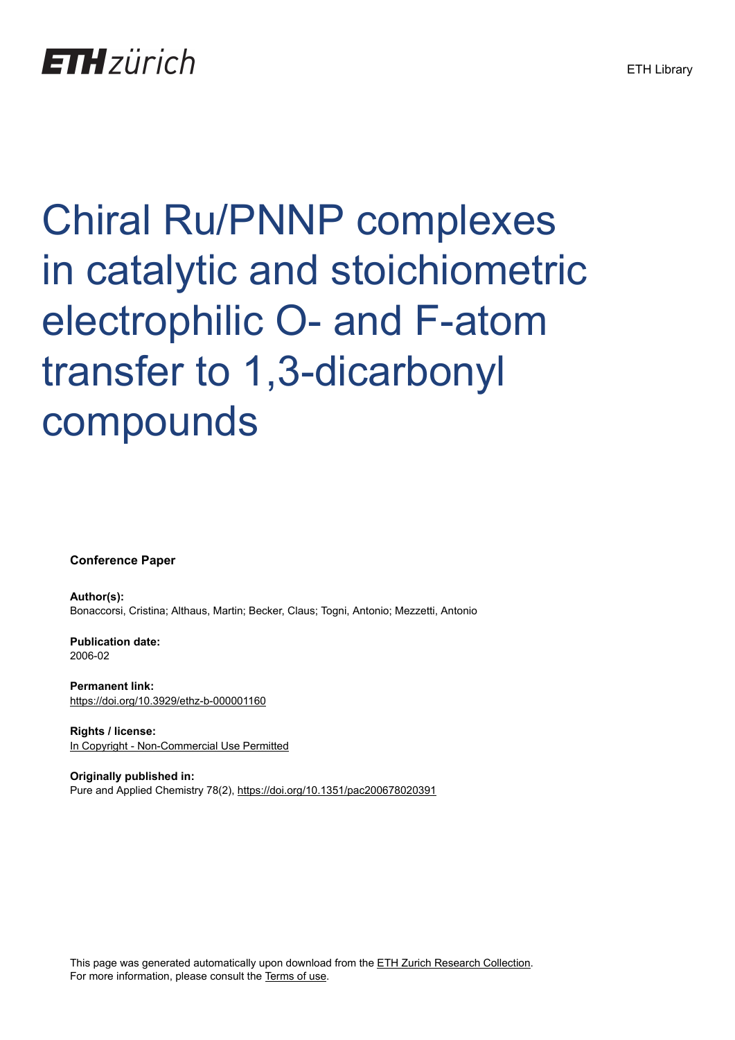ETH zürich

ETH Library

# Chiral Ru/PNNP complexes in catalytic and stoichiometric electrophilic O- and F-atom transfer to 1,3-dicarbonyl compounds

**Conference Paper**

**Author(s):**
Bonaccorsi, Cristina; Althaus, Martin; Becker, Claus; Togni, Antonio; Mezzetti, Antonio

**Publication date:**
2006-02

**Permanent link:**
https://doi.org/10.3929/ethz-b-000001160

**Rights / license:**
In Copyright - Non-Commercial Use Permitted

**Originally published in:**
Pure and Applied Chemistry 78(2), https://doi.org/10.1351/pac200678020391

This page was generated automatically upon download from the ETH Zurich Research Collection.
For more information, please consult the Terms of use.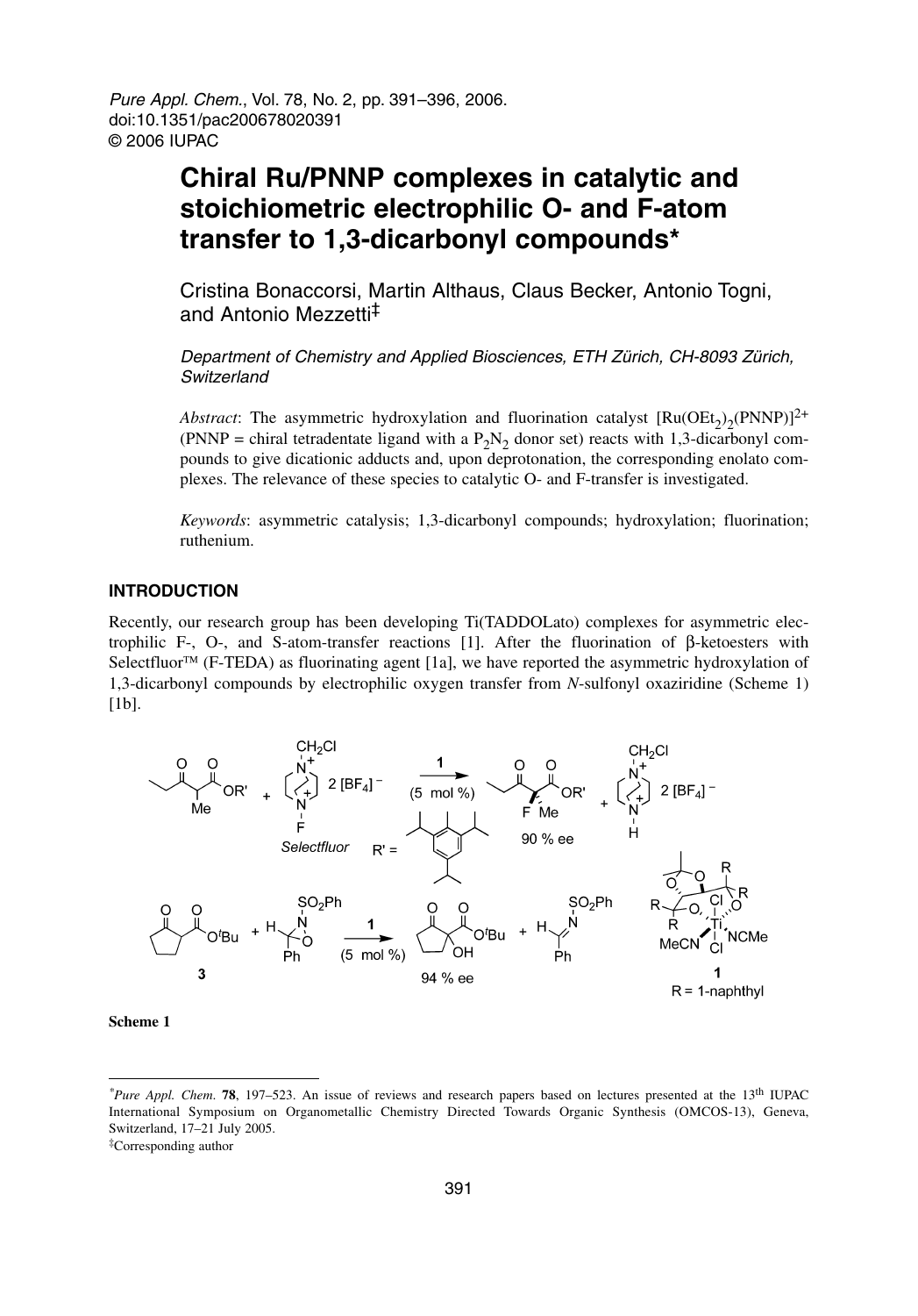# Chiral Ru/PNNP complexes in catalytic and stoichiometric electrophilic O- and F-atom transfer to 1,3-dicarbonyl compounds*

Cristina Bonaccorsi, Martin Althaus, Claus Becker, Antonio Togni, and Antonio Mezzetti‡

*Department of Chemistry and Applied Biosciences, ETH Zürich, CH-8093 Zürich, Switzerland*

*Abstract*: The asymmetric hydroxylation and fluorination catalyst $[Ru(OEt_2)_2(PNNP)]^{2+}$ (PNNP = chiral tetradentate ligand with a $P_2N_2$ donor set) reacts with 1,3-dicarbonyl compounds to give dicationic adducts and, upon deprotonation, the corresponding enolato complexes. The relevance of these species to catalytic O- and F-transfer is investigated.

*Keywords*: asymmetric catalysis; 1,3-dicarbonyl compounds; hydroxylation; fluorination; ruthenium.

## INTRODUCTION

Recently, our research group has been developing Ti(TADDOLato) complexes for asymmetric electrophilic F-, O-, and S-atom-transfer reactions [1]. After the fluorination of β-ketoesters with Selectfluor™ (F-TEDA) as fluorinating agent [1a], we have reported the asymmetric hydroxylation of 1,3-dicarbonyl compounds by electrophilic oxygen transfer from *N*-sulfonyl oxaziridine (Scheme 1) [1b].

**Scheme 1**

---

*Pure Appl. Chem.* **78**, 197–523. An issue of reviews and research papers based on lectures presented at the 13th IUPAC International Symposium on Organometallic Chemistry Directed Towards Organic Synthesis (OMCOS-13), Geneva, Switzerland, 17–21 July 2005.

‡Corresponding author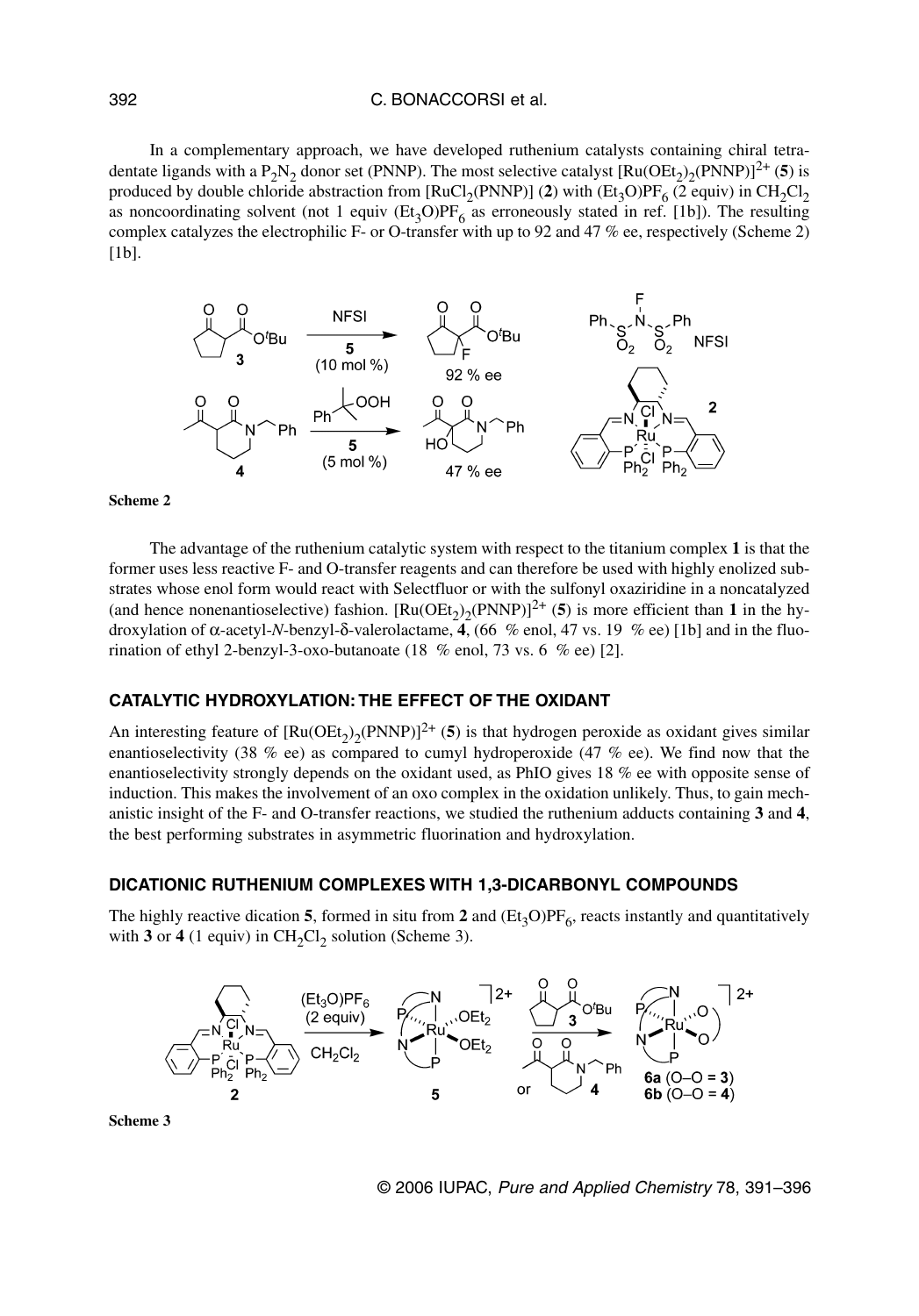In a complementary approach, we have developed ruthenium catalysts containing chiral tetradentate ligands with a $P_2N_2$ donor set (PNNP). The most selective catalyst $[Ru(OEt_2)_2(PNNP)]^{2+}$ (**5**) is produced by double chloride abstraction from $[RuCl_2(PNNP)]$ (**2**) with $(Et_3O)PF_6$ (2 equiv) in $CH_2Cl_2$ as noncoordinating solvent (not 1 equiv $(Et_3O)PF_6$ as erroneously stated in ref. [1b]). The resulting complex catalyzes the electrophilic F- or O-transfer with up to 92 and 47 % ee, respectively (Scheme 2) [1b].

**Scheme 2**

The advantage of the ruthenium catalytic system with respect to the titanium complex **1** is that the former uses less reactive F- and O-transfer reagents and can therefore be used with highly enolized substrates whose enol form would react with Selectfluor or with the sulfonyl oxaziridine in a noncatalyzed (and hence nonenantioselective) fashion. $[Ru(OEt_2)_2(PNNP)]^{2+}$ (**5**) is more efficient than **1** in the hydroxylation of α-acetyl-*N*-benzyl-δ-valerolactame, **4**, (66 % enol, 47 vs. 19 % ee) [1b] and in the fluorination of ethyl 2-benzyl-3-oxo-butanoate (18 % enol, 73 vs. 6 % ee) [2].

## CATALYTIC HYDROXYLATION: THE EFFECT OF THE OXIDANT

An interesting feature of $[Ru(OEt_2)_2(PNNP)]^{2+}$ (**5**) is that hydrogen peroxide as oxidant gives similar enantioselectivity (38 % ee) as compared to cumyl hydroperoxide (47 % ee). We find now that the enantioselectivity strongly depends on the oxidant used, as PhIO gives 18 % ee with opposite sense of induction. This makes the involvement of an oxo complex in the oxidation unlikely. Thus, to gain mechanistic insight of the F- and O-transfer reactions, we studied the ruthenium adducts containing **3** and **4**, the best performing substrates in asymmetric fluorination and hydroxylation.

## DICATIONIC RUTHENIUM COMPLEXES WITH 1,3-DICARBONYL COMPOUNDS

The highly reactive dication **5**, formed in situ from **2** and $(Et_3O)PF_6$, reacts instantly and quantitatively with **3** or **4** (1 equiv) in $CH_2Cl_2$ solution (Scheme 3).

**Scheme 3**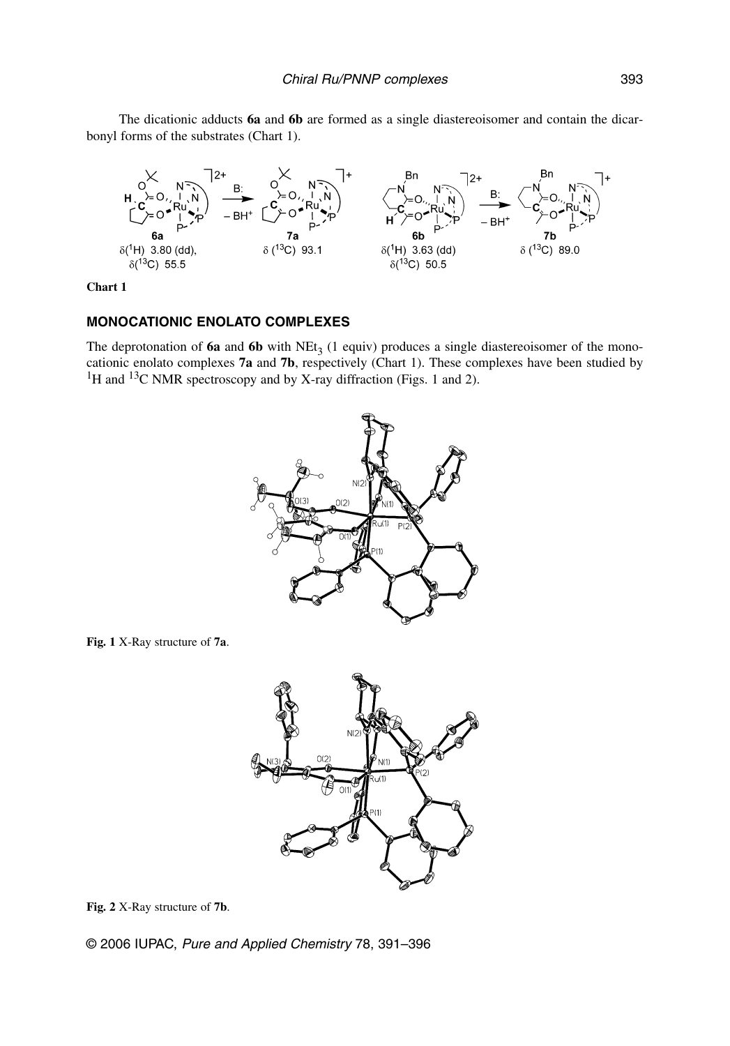The dicationic adducts **6a** and **6b** are formed as a single diastereoisomer and contain the dicarbonyl forms of the substrates (Chart 1).

**6a**: δ($^{1}$H) 3.80 (dd), δ($^{13}$C) 55.5 → (B:, – BH$^{+}$) → **7a**: δ($^{13}$C) 93.1

**6b**: δ($^{1}$H) 3.63 (dd), δ($^{13}$C) 50.5 → (B:, – BH$^{+}$) → **7b**: δ($^{13}$C) 89.0

**Chart 1**

## MONOCATIONIC ENOLATO COMPLEXES

The deprotonation of **6a** and **6b** with $NEt_3$ (1 equiv) produces a single diastereoisomer of the monocationic enolato complexes **7a** and **7b**, respectively (Chart 1). These complexes have been studied by $^{1}$H and $^{13}$C NMR spectroscopy and by X-ray diffraction (Figs. 1 and 2).

**Fig. 1** X-Ray structure of **7a**.

**Fig. 2** X-Ray structure of **7b**.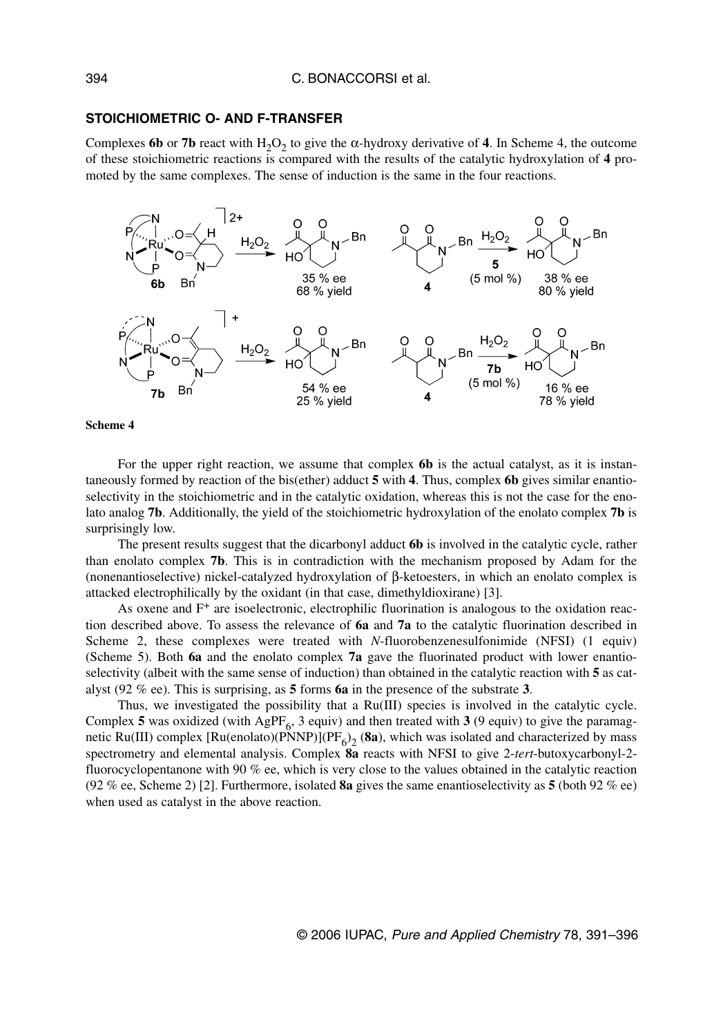## STOICHIOMETRIC O- AND F-TRANSFER

Complexes **6b** or **7b** react with $H_2O_2$ to give the α-hydroxy derivative of **4**. In Scheme 4, the outcome of these stoichiometric reactions is compared with the results of the catalytic hydroxylation of **4** promoted by the same complexes. The sense of induction is the same in the four reactions.

**Scheme 4**

For the upper right reaction, we assume that complex **6b** is the actual catalyst, as it is instantaneously formed by reaction of the bis(ether) adduct **5** with **4**. Thus, complex **6b** gives similar enantioselectivity in the stoichiometric and in the catalytic oxidation, whereas this is not the case for the enolato analog **7b**. Additionally, the yield of the stoichiometric hydroxylation of the enolato complex **7b** is surprisingly low.

The present results suggest that the dicarbonyl adduct **6b** is involved in the catalytic cycle, rather than enolato complex **7b**. This is in contradiction with the mechanism proposed by Adam for the (nonenantioselective) nickel-catalyzed hydroxylation of β-ketoesters, in which an enolato complex is attacked electrophilically by the oxidant (in that case, dimethyldioxirane) [3].

As oxene and $F^+$ are isoelectronic, electrophilic fluorination is analogous to the oxidation reaction described above. To assess the relevance of **6a** and **7a** to the catalytic fluorination described in Scheme 2, these complexes were treated with *N*-fluorobenzenesulfonimide (NFSI) (1 equiv) (Scheme 5). Both **6a** and the enolato complex **7a** gave the fluorinated product with lower enantioselectivity (albeit with the same sense of induction) than obtained in the catalytic reaction with **5** as catalyst (92 % ee). This is surprising, as **5** forms **6a** in the presence of the substrate **3**.

Thus, we investigated the possibility that a Ru(III) species is involved in the catalytic cycle. Complex **5** was oxidized (with $AgPF_6$, 3 equiv) and then treated with **3** (9 equiv) to give the paramagnetic Ru(III) complex $[Ru(enolato)(PNNP)](PF_6)_2$ (**8a**), which was isolated and characterized by mass spectrometry and elemental analysis. Complex **8a** reacts with NFSI to give 2-*tert*-butoxycarbonyl-2-fluorocyclopentanone with 90 % ee, which is very close to the values obtained in the catalytic reaction (92 % ee, Scheme 2) [2]. Furthermore, isolated **8a** gives the same enantioselectivity as **5** (both 92 % ee) when used as catalyst in the above reaction.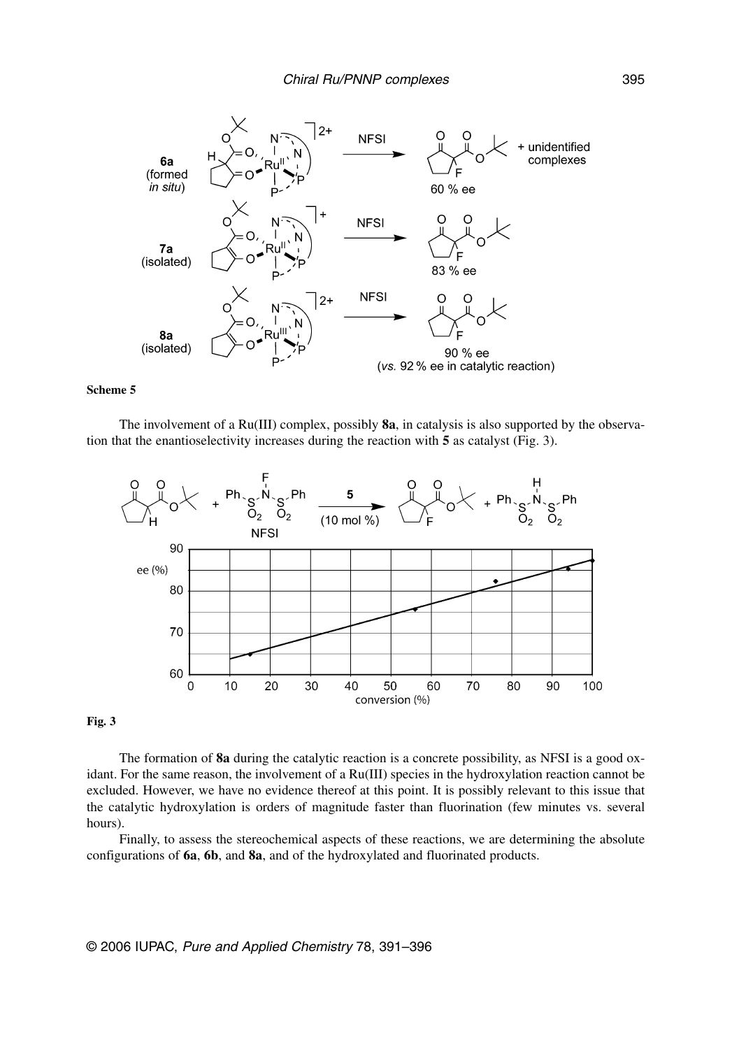**Scheme 5**

The involvement of a Ru(III) complex, possibly **8a**, in catalysis is also supported by the observation that the enantioselectivity increases during the reaction with **5** as catalyst (Fig. 3).

**Fig. 3**

The formation of **8a** during the catalytic reaction is a concrete possibility, as NFSI is a good oxidant. For the same reason, the involvement of a Ru(III) species in the hydroxylation reaction cannot be excluded. However, we have no evidence thereof at this point. It is possibly relevant to this issue that the catalytic hydroxylation is orders of magnitude faster than fluorination (few minutes vs. several hours).

Finally, to assess the stereochemical aspects of these reactions, we are determining the absolute configurations of **6a**, **6b**, and **8a**, and of the hydroxylated and fluorinated products.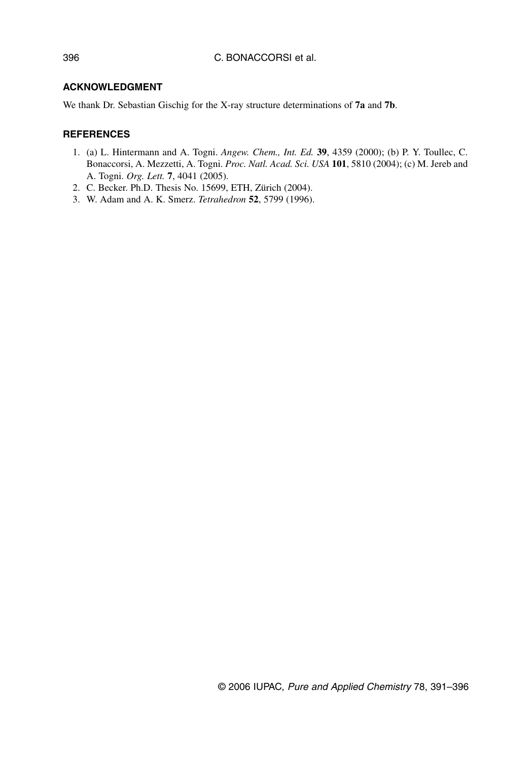## ACKNOWLEDGMENT

We thank Dr. Sebastian Gischig for the X-ray structure determinations of **7a** and **7b**.

## REFERENCES

1. (a) L. Hintermann and A. Togni. *Angew. Chem., Int. Ed.* **39**, 4359 (2000); (b) P. Y. Toullec, C. Bonaccorsi, A. Mezzetti, A. Togni. *Proc. Natl. Acad. Sci. USA* **101**, 5810 (2004); (c) M. Jereb and A. Togni. *Org. Lett.* **7**, 4041 (2005).
2. C. Becker. Ph.D. Thesis No. 15699, ETH, Zürich (2004).
3. W. Adam and A. K. Smerz. *Tetrahedron* **52**, 5799 (1996).